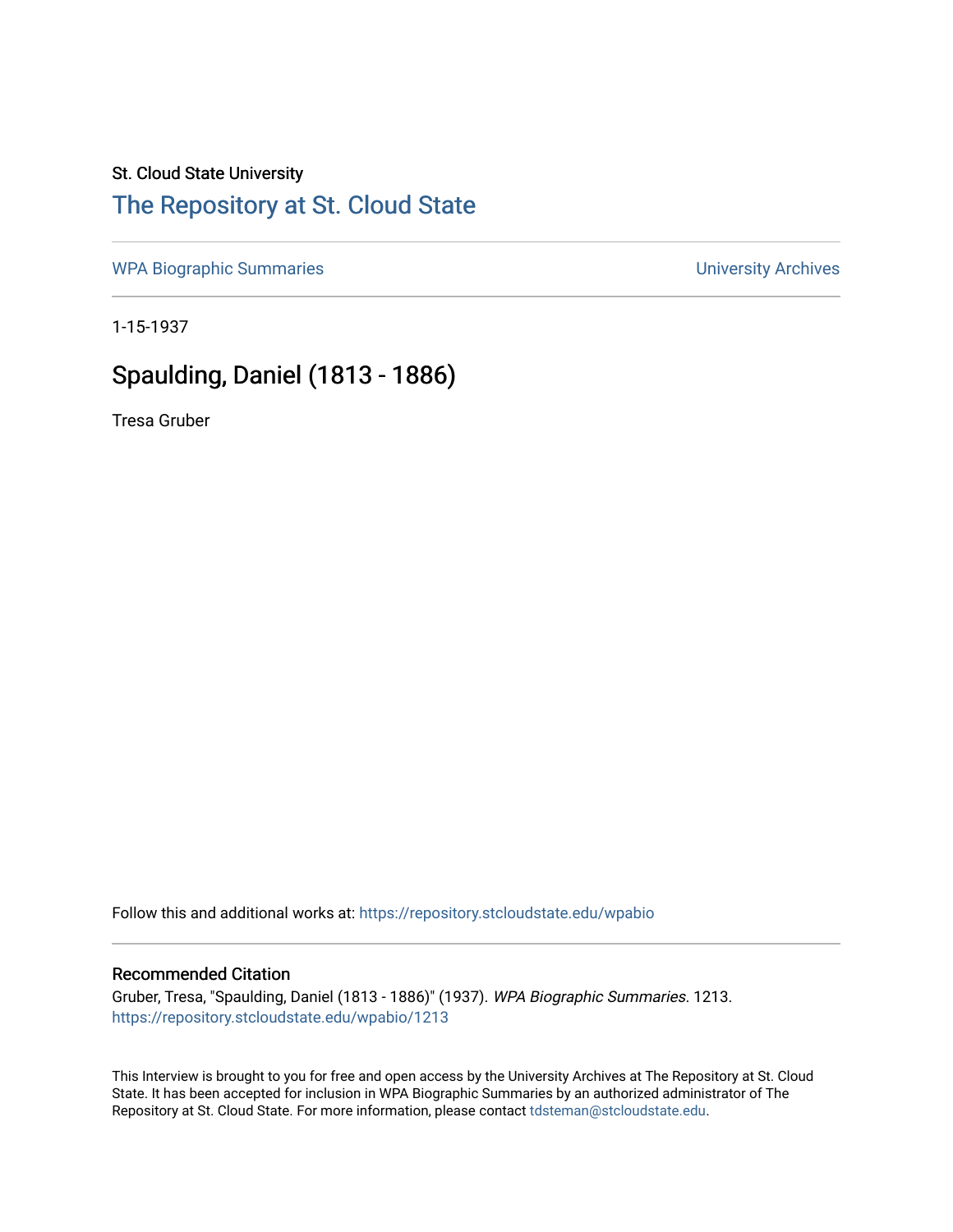St. Cloud State University

## The Repository at St. Cloud State

WPA Biographic Summaries

University Archives

1-15-1937

# Spaulding, Daniel (1813 - 1886)

Tresa Gruber

Follow this and additional works at: https://repository.stcloudstate.edu/wpabio

### Recommended Citation

Gruber, Tresa, "Spaulding, Daniel (1813 - 1886)" (1937). *WPA Biographic Summaries*. 1213.
https://repository.stcloudstate.edu/wpabio/1213

This Interview is brought to you for free and open access by the University Archives at The Repository at St. Cloud State. It has been accepted for inclusion in WPA Biographic Summaries by an authorized administrator of The Repository at St. Cloud State. For more information, please contact tdsteman@stcloudstate.edu.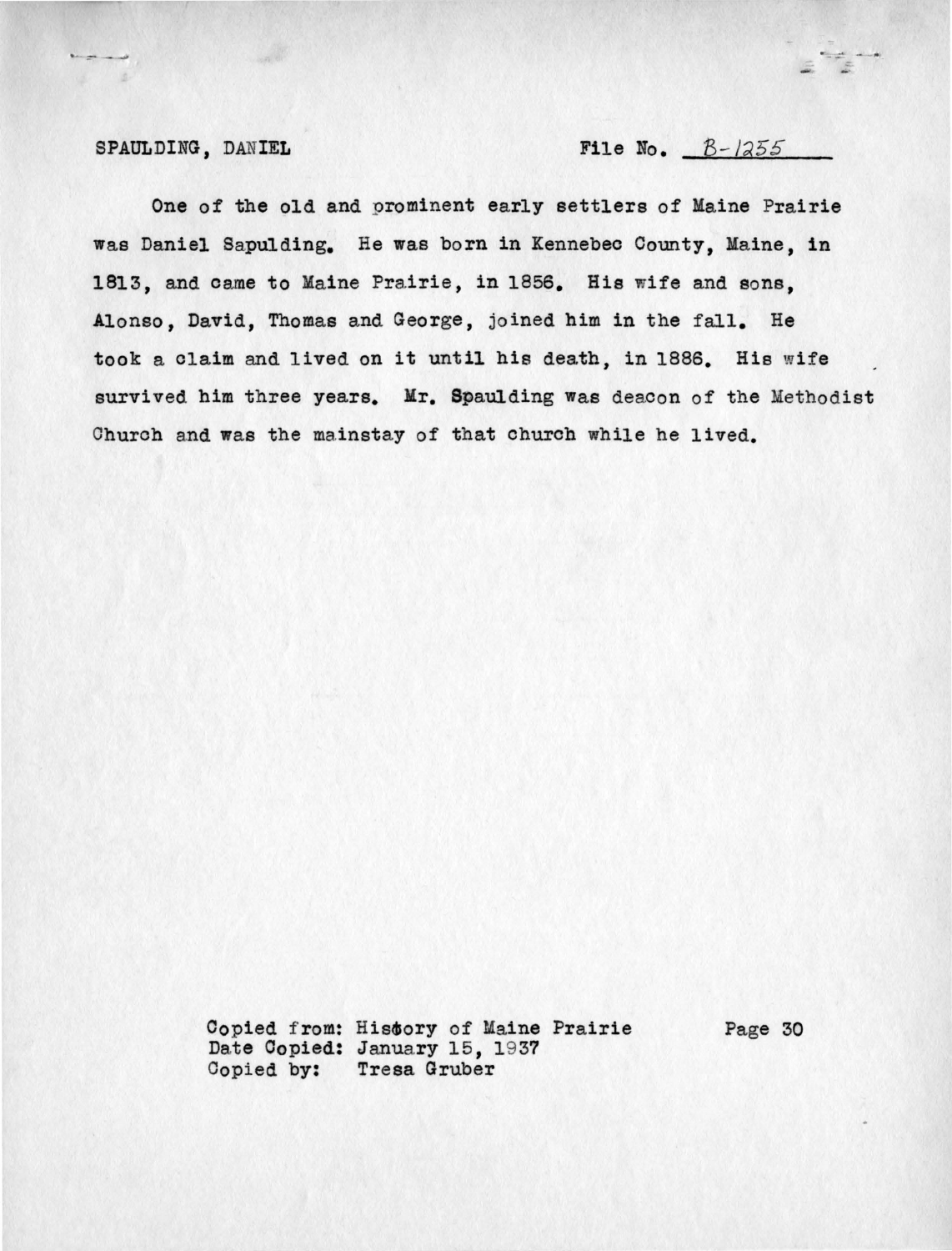SPAULDING, DANIEL File No. B-1255

One of the old and prominent early settlers of Maine Prairie was Daniel Sapulding. He was born in Kennebec County, Maine, in 1813, and came to Maine Prairie, in 1856. His wife and sons, Alonso, David, Thomas and George, joined him in the fall. He took a claim and lived on it until his death, in 1886. His wife survived him three years. Mr. Spaulding was deacon of the Methodist Church and was the mainstay of that church while he lived.

Copied from: Hisbory of Maine Prairie Page 30
Date Copied: January 15, 1937
Copied by: Tresa Gruber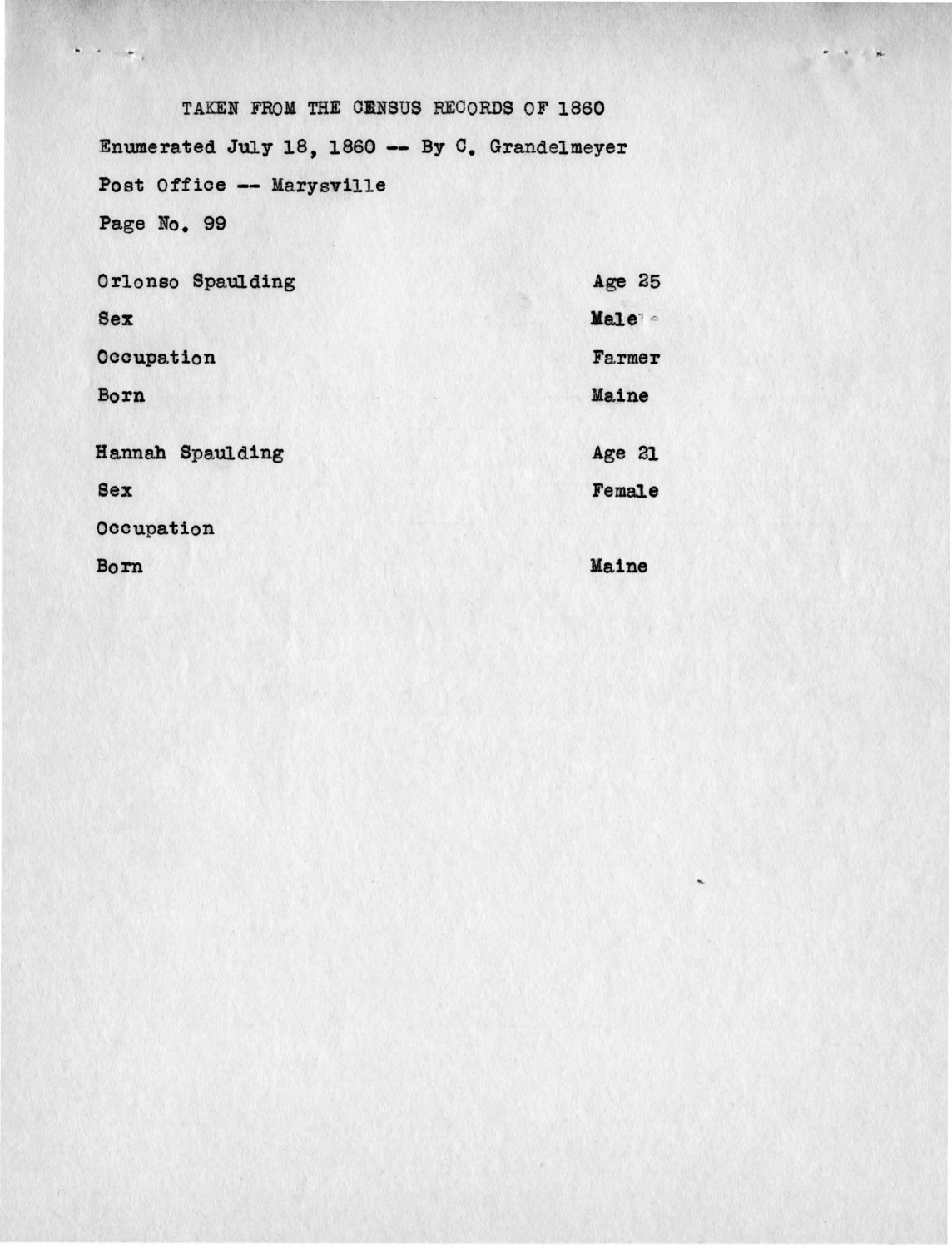TAKEN FROM THE CENSUS RECORDS OF 1860

Enumerated July 18, 1860 -- By C. Grandelmeyer

Post Office -- Marysville

Page No. 99

| | |
|---|---|
| Orlonso Spaulding | Age 25 |
| Sex | Male |
| Occupation | Farmer |
| Born | Maine |
| | |
| Hannah Spaulding | Age 21 |
| Sex | Female |
| Occupation | |
| Born | Maine |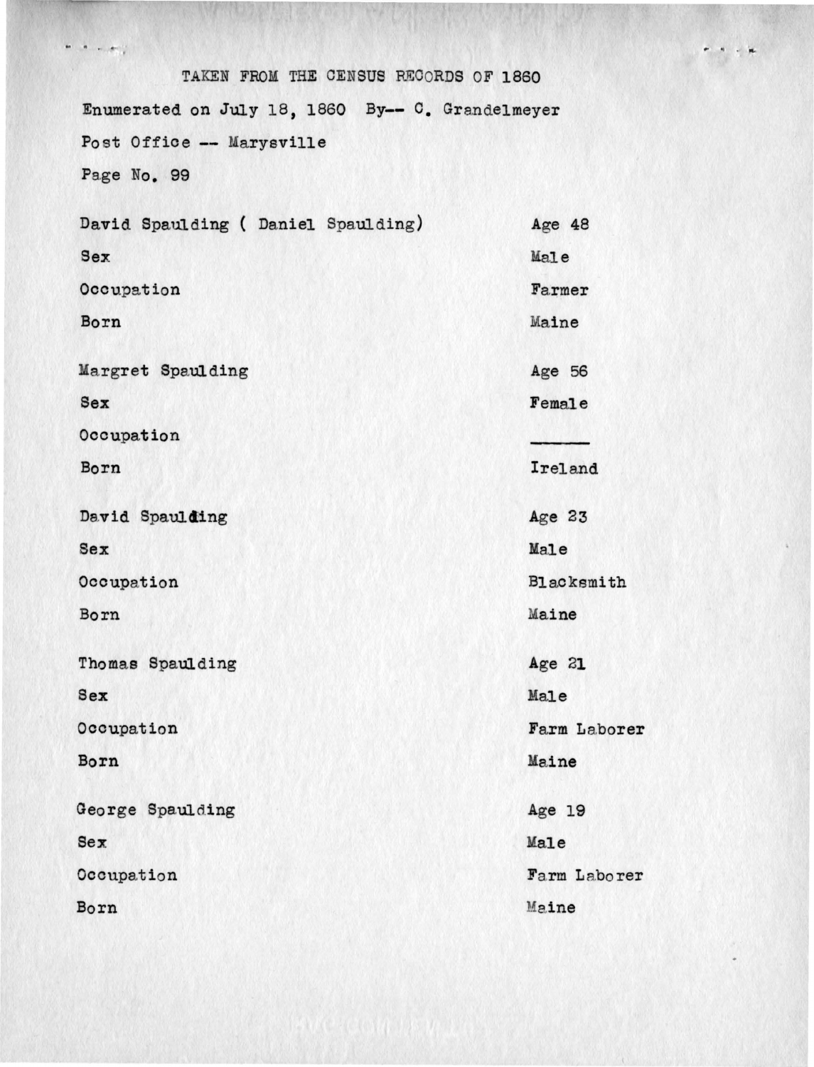TAKEN FROM THE CENSUS RECORDS OF 1860

Enumerated on July 18, 1860 By-- C. Grandelmeyer

Post Office -- Marysville

Page No. 99

| | |
|---|---|
| David Spaulding ( Daniel Spaulding) | Age 48 |
| Sex | Male |
| Occupation | Farmer |
| Born | Maine |
| | |
| Margret Spaulding | Age 56 |
| Sex | Female |
| Occupation | ______ |
| Born | Ireland |
| | |
| David Spaulding | Age 23 |
| Sex | Male |
| Occupation | Blacksmith |
| Born | Maine |
| | |
| Thomas Spaulding | Age 21 |
| Sex | Male |
| Occupation | Farm Laborer |
| Born | Maine |
| | |
| George Spaulding | Age 19 |
| Sex | Male |
| Occupation | Farm Laborer |
| Born | Maine |